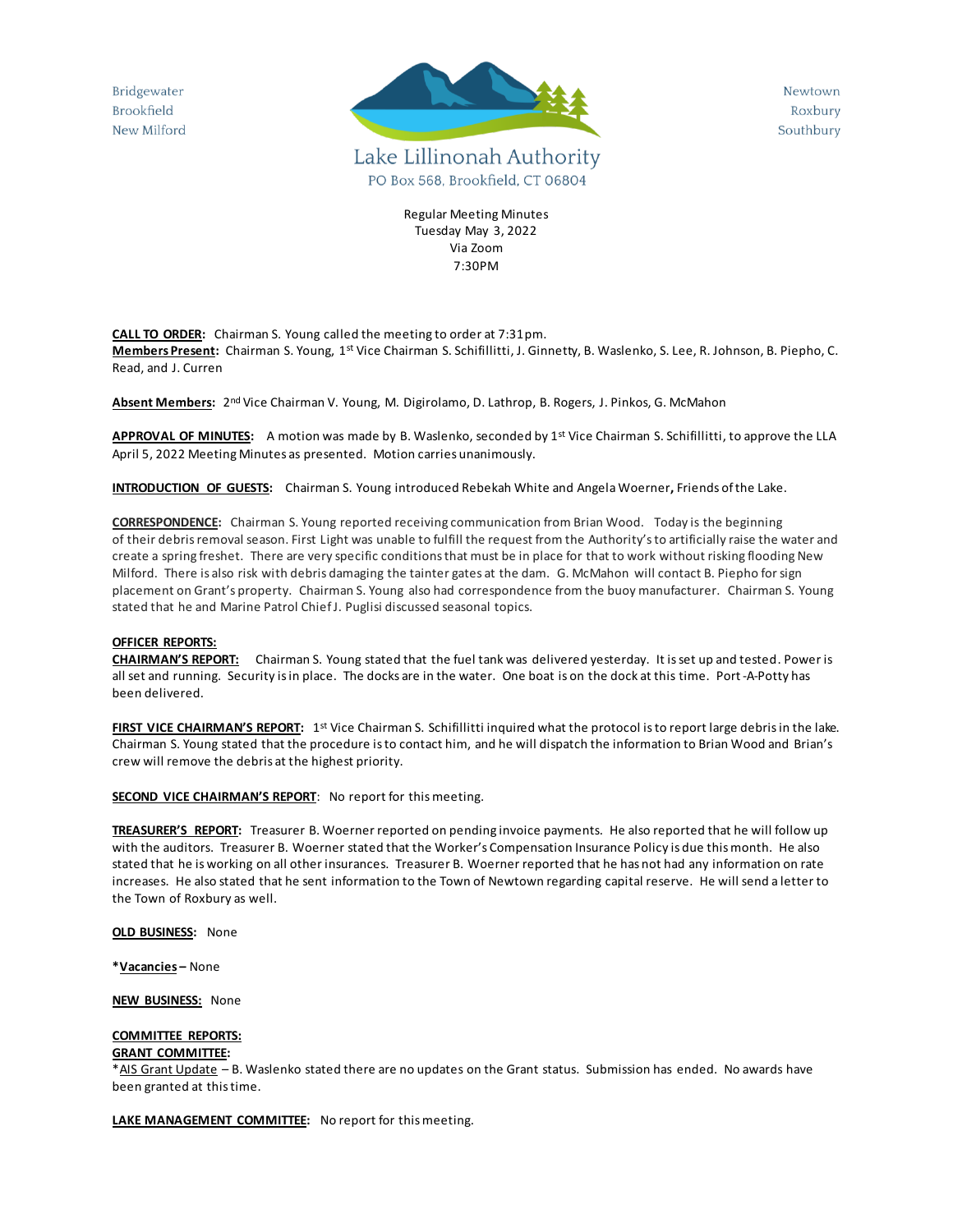Bridgewater
Brookfield
New Milford

Lake Lillinonah Authority
PO Box 568, Brookfield, CT 06804

Newtown
Roxbury
Southbury

Regular Meeting Minutes
Tuesday May 3, 2022
Via Zoom
7:30PM

**CALL TO ORDER:** Chairman S. Young called the meeting to order at 7:31pm.
**Members Present:** Chairman S. Young, 1st Vice Chairman S. Schifillitti, J. Ginnetty, B. Waslenko, S. Lee, R. Johnson, B. Piepho, C. Read, and J. Curren

**Absent Members:** 2nd Vice Chairman V. Young, M. Digirolamo, D. Lathrop, B. Rogers, J. Pinkos, G. McMahon

**APPROVAL OF MINUTES:** A motion was made by B. Waslenko, seconded by 1st Vice Chairman S. Schifillitti, to approve the LLA April 5, 2022 Meeting Minutes as presented. Motion carries unanimously.

**INTRODUCTION OF GUESTS:** Chairman S. Young introduced Rebekah White and Angela Woerner, Friends of the Lake.

**CORRESPONDENCE:** Chairman S. Young reported receiving communication from Brian Wood. Today is the beginning of their debris removal season. First Light was unable to fulfill the request from the Authority's to artificially raise the water and create a spring freshet. There are very specific conditions that must be in place for that to work without risking flooding New Milford. There is also risk with debris damaging the tainter gates at the dam. G. McMahon will contact B. Piepho for sign placement on Grant's property. Chairman S. Young also had correspondence from the buoy manufacturer. Chairman S. Young stated that he and Marine Patrol Chief J. Puglisi discussed seasonal topics.

**OFFICER REPORTS:**
**CHAIRMAN'S REPORT:** Chairman S. Young stated that the fuel tank was delivered yesterday. It is set up and tested. Power is all set and running. Security is in place. The docks are in the water. One boat is on the dock at this time. Port-A-Potty has been delivered.

**FIRST VICE CHAIRMAN'S REPORT:** 1st Vice Chairman S. Schifillitti inquired what the protocol is to report large debris in the lake. Chairman S. Young stated that the procedure is to contact him, and he will dispatch the information to Brian Wood and Brian's crew will remove the debris at the highest priority.

**SECOND VICE CHAIRMAN'S REPORT**: No report for this meeting.

**TREASURER'S REPORT:** Treasurer B. Woerner reported on pending invoice payments. He also reported that he will follow up with the auditors. Treasurer B. Woerner stated that the Worker's Compensation Insurance Policy is due this month. He also stated that he is working on all other insurances. Treasurer B. Woerner reported that he has not had any information on rate increases. He also stated that he sent information to the Town of Newtown regarding capital reserve. He will send a letter to the Town of Roxbury as well.

**OLD BUSINESS:** None

***Vacancies** – None

**NEW BUSINESS:** None

**COMMITTEE REPORTS:**
**GRANT COMMITTEE:**
*AIS Grant Update – B. Waslenko stated there are no updates on the Grant status. Submission has ended. No awards have been granted at this time.

**LAKE MANAGEMENT COMMITTEE:** No report for this meeting.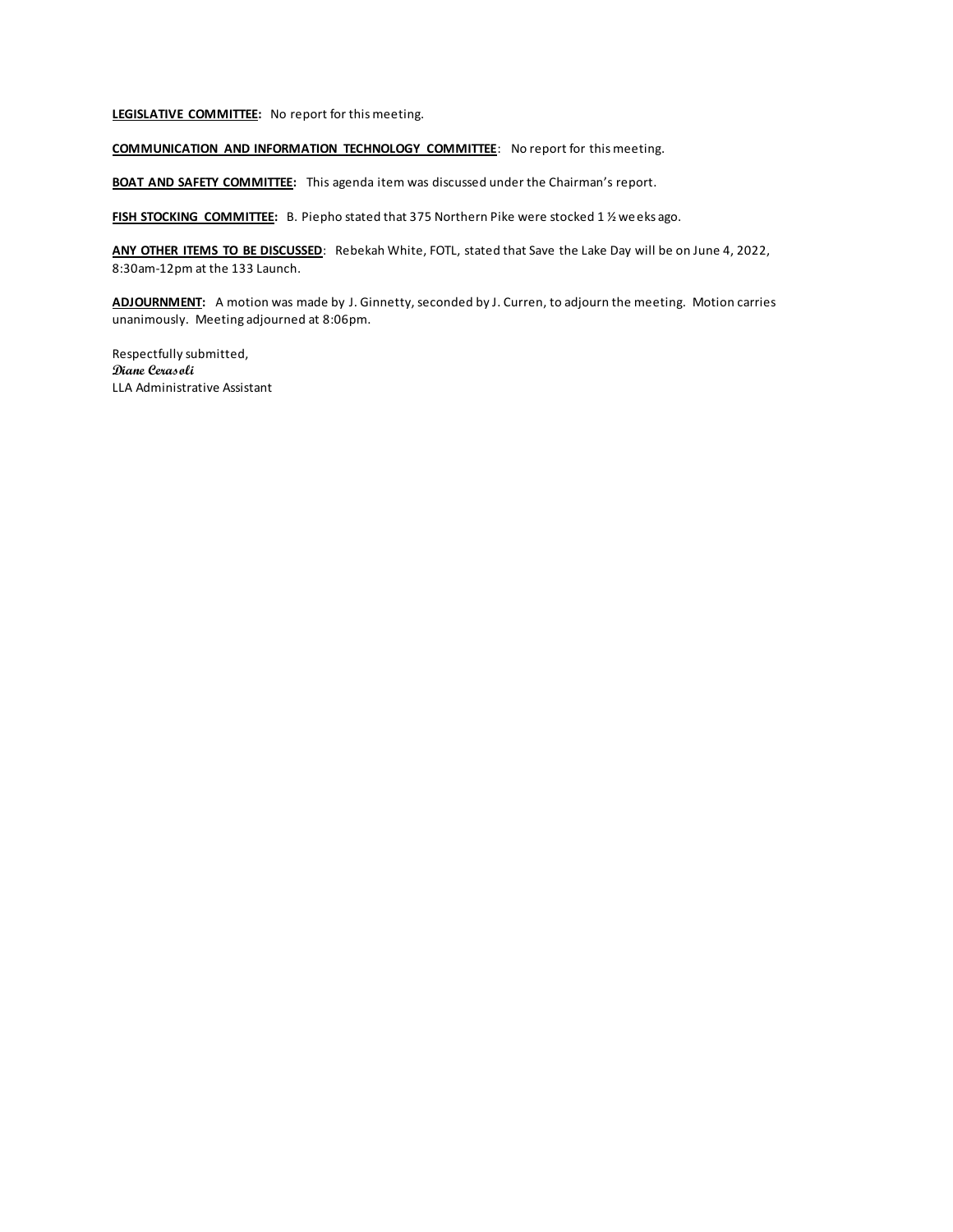**<u>LEGISLATIVE COMMITTEE:</u>** No report for this meeting.

**<u>COMMUNICATION AND INFORMATION TECHNOLOGY COMMITTEE</u>**: No report for this meeting.

**<u>BOAT AND SAFETY COMMITTEE:</u>** This agenda item was discussed under the Chairman's report.

**<u>FISH STOCKING COMMITTEE:</u>** B. Piepho stated that 375 Northern Pike were stocked 1 ½ weeks ago.

**<u>ANY OTHER ITEMS TO BE DISCUSSED</u>**: Rebekah White, FOTL, stated that Save the Lake Day will be on June 4, 2022, 8:30am-12pm at the 133 Launch.

**<u>ADJOURNMENT:</u>** A motion was made by J. Ginnetty, seconded by J. Curren, to adjourn the meeting. Motion carries unanimously. Meeting adjourned at 8:06pm.

Respectfully submitted,
*Diane Cerasoli*
LLA Administrative Assistant